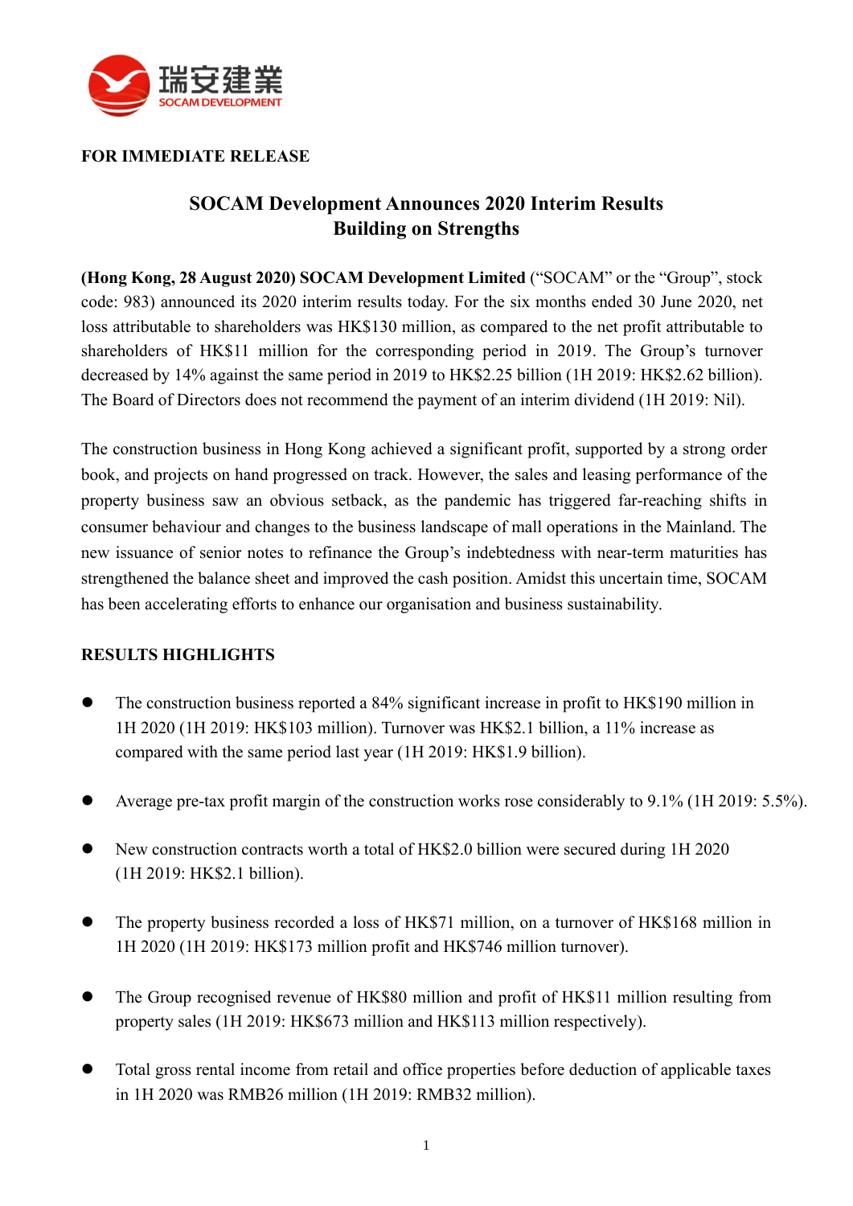**FOR IMMEDIATE RELEASE**

# SOCAM Development Announces 2020 Interim Results
## Building on Strengths

**(Hong Kong, 28 August 2020) SOCAM Development Limited** ("SOCAM" or the "Group", stock code: 983) announced its 2020 interim results today. For the six months ended 30 June 2020, net loss attributable to shareholders was HK$130 million, as compared to the net profit attributable to shareholders of HK$11 million for the corresponding period in 2019. The Group's turnover decreased by 14% against the same period in 2019 to HK$2.25 billion (1H 2019: HK$2.62 billion). The Board of Directors does not recommend the payment of an interim dividend (1H 2019: Nil).

The construction business in Hong Kong achieved a significant profit, supported by a strong order book, and projects on hand progressed on track. However, the sales and leasing performance of the property business saw an obvious setback, as the pandemic has triggered far-reaching shifts in consumer behaviour and changes to the business landscape of mall operations in the Mainland. The new issuance of senior notes to refinance the Group's indebtedness with near-term maturities has strengthened the balance sheet and improved the cash position. Amidst this uncertain time, SOCAM has been accelerating efforts to enhance our organisation and business sustainability.

**RESULTS HIGHLIGHTS**

- The construction business reported a 84% significant increase in profit to HK$190 million in 1H 2020 (1H 2019: HK$103 million). Turnover was HK$2.1 billion, a 11% increase as compared with the same period last year (1H 2019: HK$1.9 billion).
- Average pre-tax profit margin of the construction works rose considerably to 9.1% (1H 2019: 5.5%).
- New construction contracts worth a total of HK$2.0 billion were secured during 1H 2020 (1H 2019: HK$2.1 billion).
- The property business recorded a loss of HK$71 million, on a turnover of HK$168 million in 1H 2020 (1H 2019: HK$173 million profit and HK$746 million turnover).
- The Group recognised revenue of HK$80 million and profit of HK$11 million resulting from property sales (1H 2019: HK$673 million and HK$113 million respectively).
- Total gross rental income from retail and office properties before deduction of applicable taxes in 1H 2020 was RMB26 million (1H 2019: RMB32 million).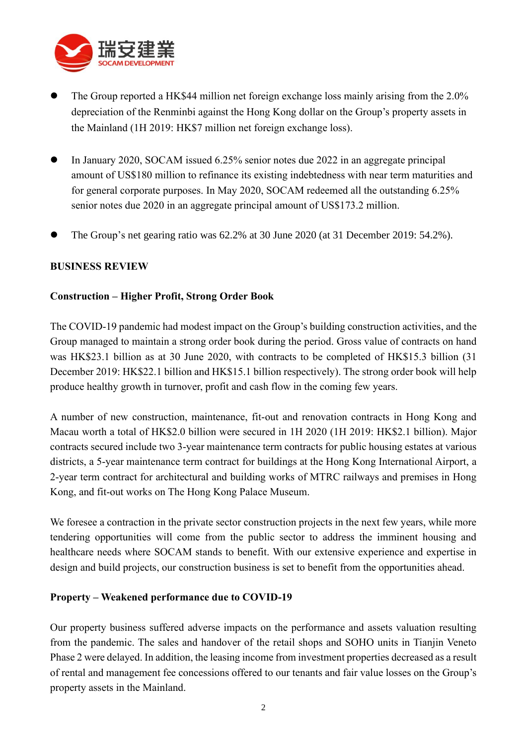- The Group reported a HK$44 million net foreign exchange loss mainly arising from the 2.0% depreciation of the Renminbi against the Hong Kong dollar on the Group's property assets in the Mainland (1H 2019: HK$7 million net foreign exchange loss).

- In January 2020, SOCAM issued 6.25% senior notes due 2022 in an aggregate principal amount of US$180 million to refinance its existing indebtedness with near term maturities and for general corporate purposes. In May 2020, SOCAM redeemed all the outstanding 6.25% senior notes due 2020 in an aggregate principal amount of US$173.2 million.

- The Group's net gearing ratio was 62.2% at 30 June 2020 (at 31 December 2019: 54.2%).

## BUSINESS REVIEW

### Construction – Higher Profit, Strong Order Book

The COVID-19 pandemic had modest impact on the Group's building construction activities, and the Group managed to maintain a strong order book during the period. Gross value of contracts on hand was HK$23.1 billion as at 30 June 2020, with contracts to be completed of HK$15.3 billion (31 December 2019: HK$22.1 billion and HK$15.1 billion respectively). The strong order book will help produce healthy growth in turnover, profit and cash flow in the coming few years.

A number of new construction, maintenance, fit-out and renovation contracts in Hong Kong and Macau worth a total of HK$2.0 billion were secured in 1H 2020 (1H 2019: HK$2.1 billion). Major contracts secured include two 3-year maintenance term contracts for public housing estates at various districts, a 5-year maintenance term contract for buildings at the Hong Kong International Airport, a 2-year term contract for architectural and building works of MTRC railways and premises in Hong Kong, and fit-out works on The Hong Kong Palace Museum.

We foresee a contraction in the private sector construction projects in the next few years, while more tendering opportunities will come from the public sector to address the imminent housing and healthcare needs where SOCAM stands to benefit. With our extensive experience and expertise in design and build projects, our construction business is set to benefit from the opportunities ahead.

### Property – Weakened performance due to COVID-19

Our property business suffered adverse impacts on the performance and assets valuation resulting from the pandemic. The sales and handover of the retail shops and SOHO units in Tianjin Veneto Phase 2 were delayed. In addition, the leasing income from investment properties decreased as a result of rental and management fee concessions offered to our tenants and fair value losses on the Group's property assets in the Mainland.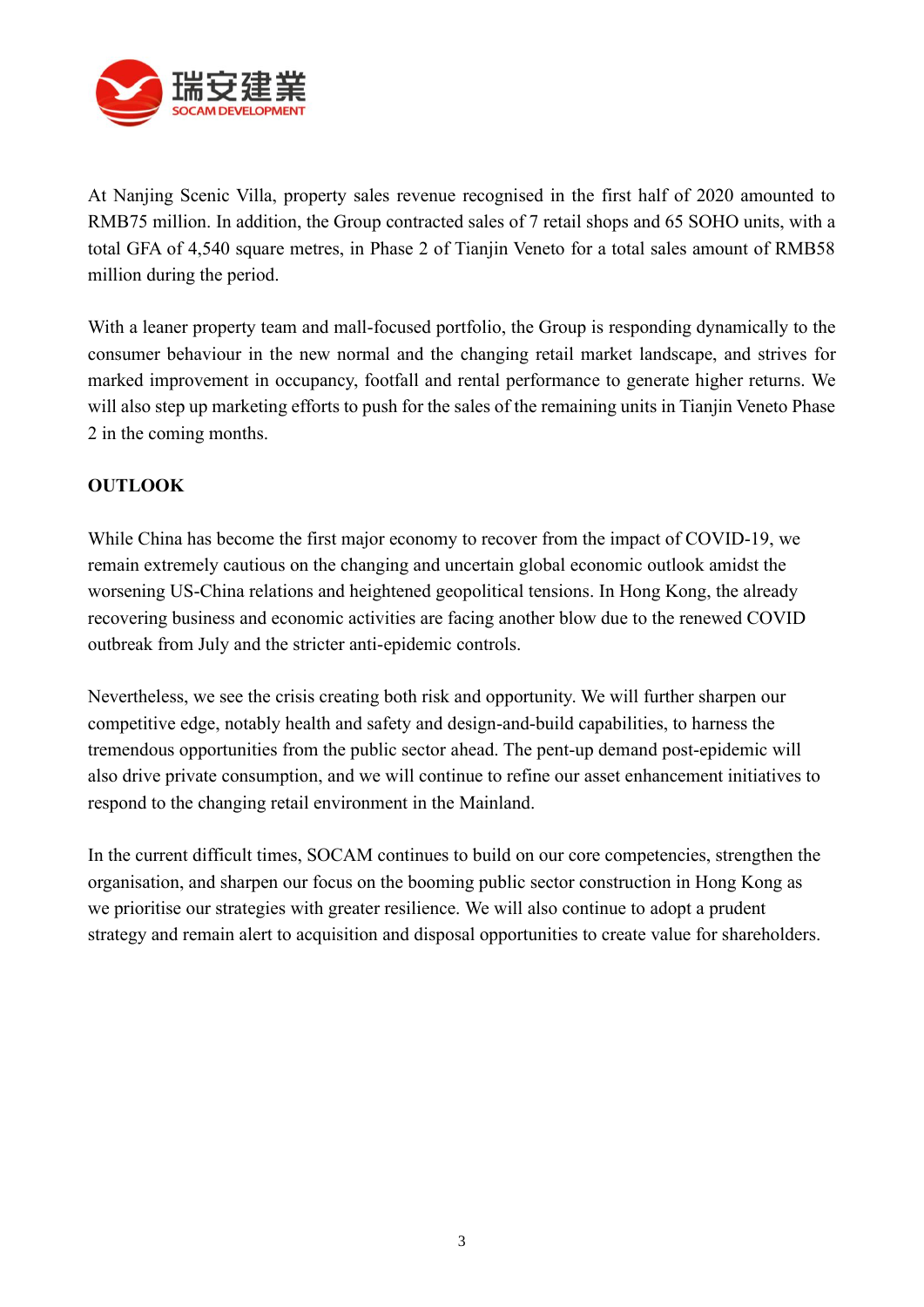At Nanjing Scenic Villa, property sales revenue recognised in the first half of 2020 amounted to RMB75 million. In addition, the Group contracted sales of 7 retail shops and 65 SOHO units, with a total GFA of 4,540 square metres, in Phase 2 of Tianjin Veneto for a total sales amount of RMB58 million during the period.

With a leaner property team and mall-focused portfolio, the Group is responding dynamically to the consumer behaviour in the new normal and the changing retail market landscape, and strives for marked improvement in occupancy, footfall and rental performance to generate higher returns. We will also step up marketing efforts to push for the sales of the remaining units in Tianjin Veneto Phase 2 in the coming months.

## OUTLOOK

While China has become the first major economy to recover from the impact of COVID-19, we remain extremely cautious on the changing and uncertain global economic outlook amidst the worsening US-China relations and heightened geopolitical tensions. In Hong Kong, the already recovering business and economic activities are facing another blow due to the renewed COVID outbreak from July and the stricter anti-epidemic controls.

Nevertheless, we see the crisis creating both risk and opportunity. We will further sharpen our competitive edge, notably health and safety and design-and-build capabilities, to harness the tremendous opportunities from the public sector ahead. The pent-up demand post-epidemic will also drive private consumption, and we will continue to refine our asset enhancement initiatives to respond to the changing retail environment in the Mainland.

In the current difficult times, SOCAM continues to build on our core competencies, strengthen the organisation, and sharpen our focus on the booming public sector construction in Hong Kong as we prioritise our strategies with greater resilience. We will also continue to adopt a prudent strategy and remain alert to acquisition and disposal opportunities to create value for shareholders.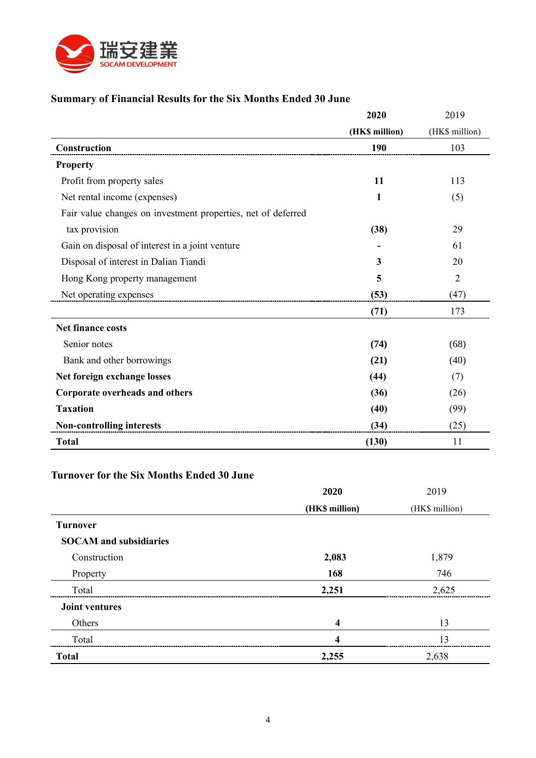瑞安建業 SOCAM DEVELOPMENT

## Summary of Financial Results for the Six Months Ended 30 June

| | 2020 (HK$ million) | 2019 (HK$ million) |
|---|---|---|
| **Construction** | **190** | 103 |
| **Property** | | |
| Profit from property sales | **11** | 113 |
| Net rental income (expenses) | **1** | (5) |
| Fair value changes on investment properties, net of deferred tax provision | **(38)** | 29 |
| Gain on disposal of interest in a joint venture | **-** | 61 |
| Disposal of interest in Dalian Tiandi | **3** | 20 |
| Hong Kong property management | **5** | 2 |
| Net operating expenses | **(53)** | (47) |
| | **(71)** | 173 |
| **Net finance costs** | | |
| Senior notes | **(74)** | (68) |
| Bank and other borrowings | **(21)** | (40) |
| **Net foreign exchange losses** | **(44)** | (7) |
| **Corporate overheads and others** | **(36)** | (26) |
| **Taxation** | **(40)** | (99) |
| **Non-controlling interests** | **(34)** | (25) |
| **Total** | **(130)** | 11 |

## Turnover for the Six Months Ended 30 June

| | 2020 (HK$ million) | 2019 (HK$ million) |
|---|---|---|
| **Turnover** | | |
| **SOCAM and subsidiaries** | | |
| Construction | **2,083** | 1,879 |
| Property | **168** | 746 |
| Total | **2,251** | 2,625 |
| **Joint ventures** | | |
| Others | **4** | 13 |
| Total | **4** | 13 |
| **Total** | **2,255** | 2,638 |